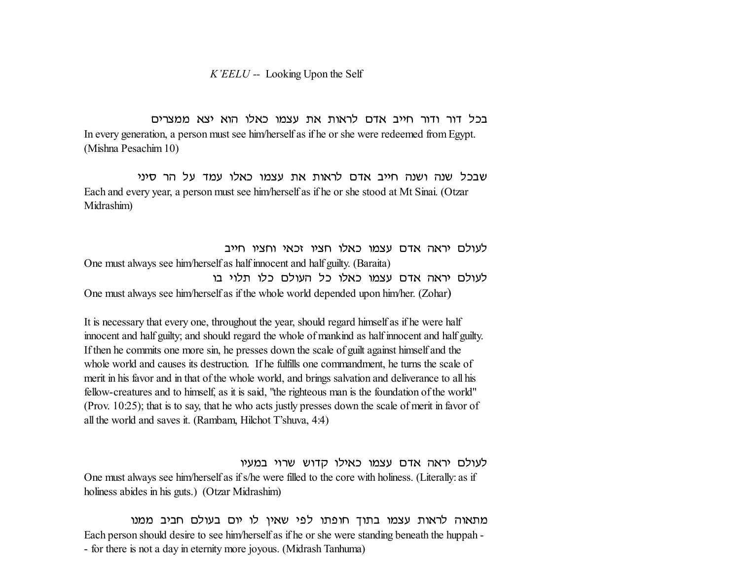# *K'EELU* -- Looking Upon the Self

בכל דור ודור חייב אדם לראות את עצמו כאלו הוא יצא ממצרים

In every generation, a person must see him/herself as if he or she were redeemed from Egypt. (Mishna Pesachim 10)

שבכל שנה ושנה חייב אדם לראות את עצמו כאלו עמד על הר סיני

Each and every year, a person must see him/herself as if he or she stood at Mt Sinai. (Otzar Midrashim)

לעולם יראה אדם עצמו כאלו חציו זכאי וחציו חייב

One must always see him/herself as half innocent and half guilty. (Baraita)

לעולם יראה אדם עצמו כאלו כל העולם כלו תלוי בו

One must always see him/herself as if the whole world depended upon him/her. (Zohar)

It is necessary that every one, throughout the year, should regard himself as if he were half innocent and half guilty; and should regard the whole of mankind as half innocent and half guilty. If then he commits one more sin, he presses down the scale of guilt against himself and the whole world and causes its destruction. If he fulfills one commandment, he turns the scale of merit in his favor and in that of the whole world, and brings salvation and deliverance to all his fellow-creatures and to himself, as it is said, "the righteous man is the foundation of the world" (Prov. 10:25); that is to say, that he who acts justly presses down the scale of merit in favor of all the world and saves it. (Rambam, Hilchot T'shuva, 4:4)

לעולם יראה אדם עצמו כאילו קדוש שרוי במעיו

One must always see him/herself as if s/he were filled to the core with holiness. (Literally: as if holiness abides in his guts.) (Otzar Midrashim)

מתאוה לראות עצמו בתוך חופתו לפי שאין לו יום בעולם חביב ממנו

Each person should desire to see him/herself as if he or she were standing beneath the huppah -- for there is not a day in eternity more joyous. (Midrash Tanhuma)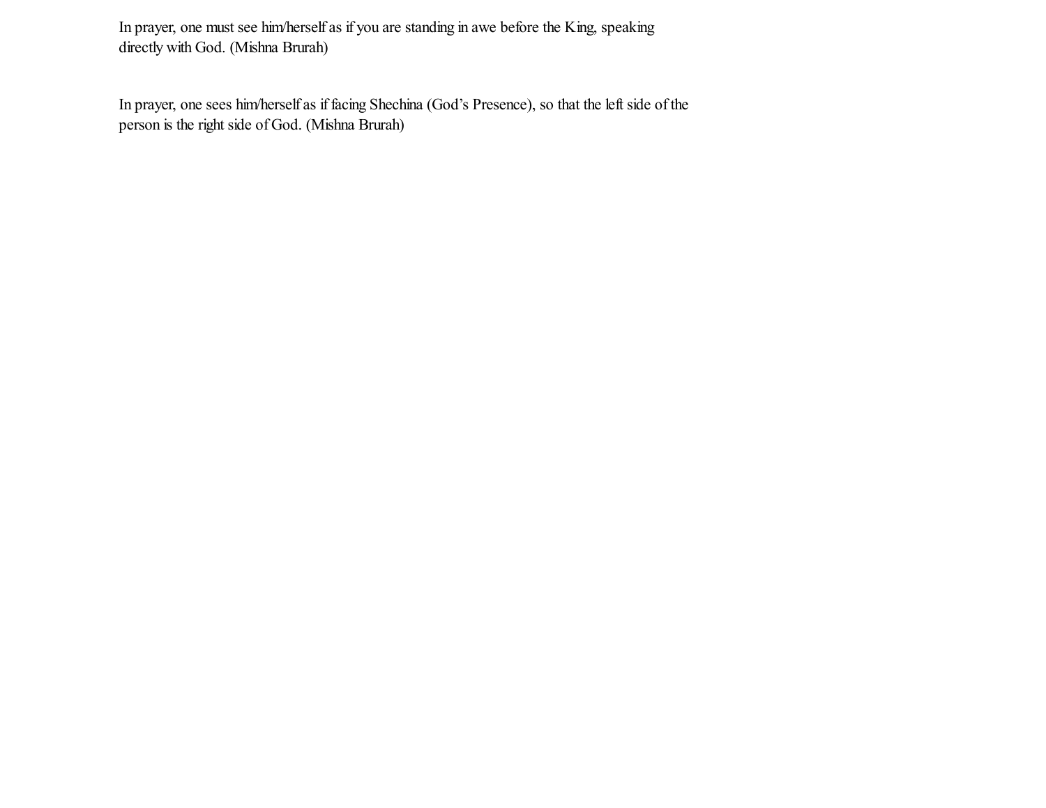In prayer, one must see him/herself as if you are standing in awe before the King, speaking directly with God. (Mishna Brurah)

In prayer, one sees him/herself as if facing Shechina (God's Presence), so that the left side of the person is the right side of God. (Mishna Brurah)